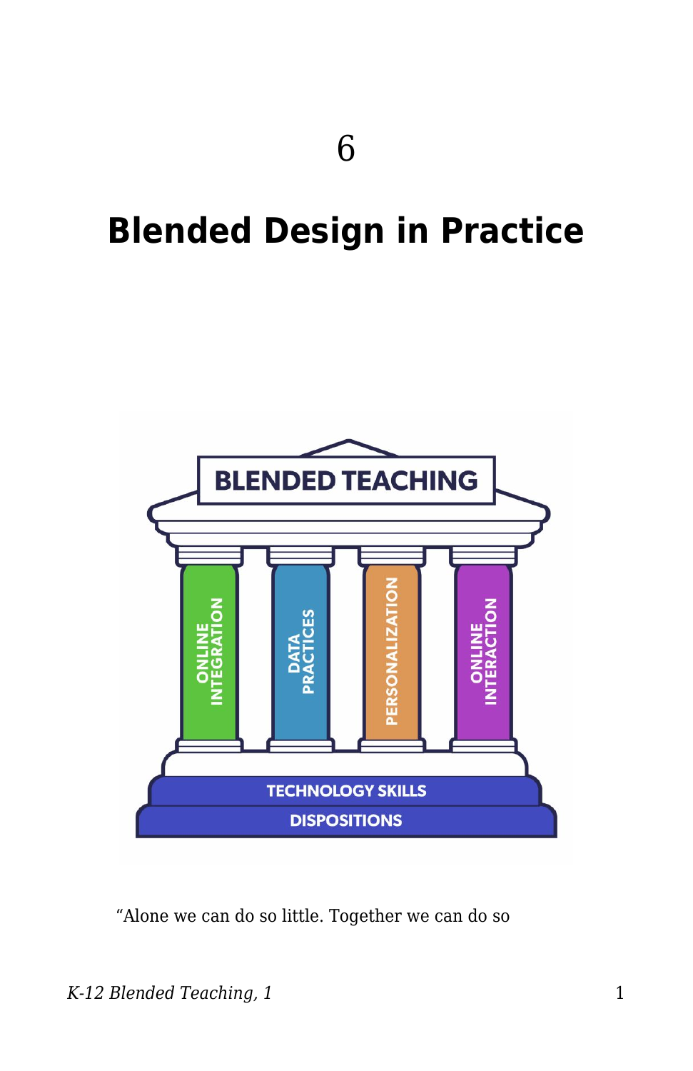6

# Blended Design in Practice

“Alone we can do so little. Together we can do so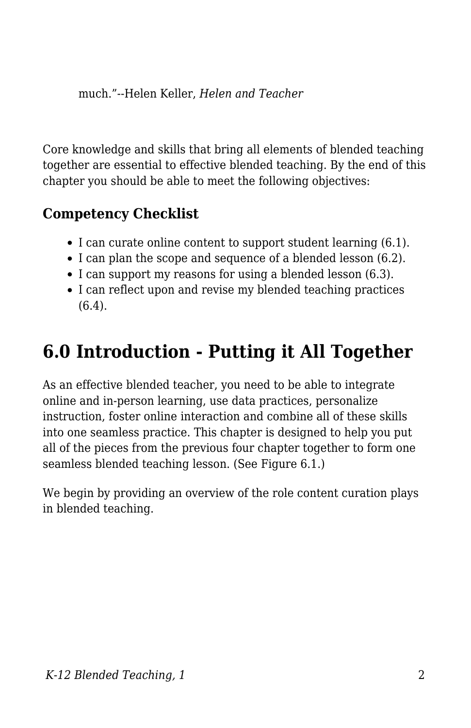much."--Helen Keller, *Helen and Teacher*

Core knowledge and skills that bring all elements of blended teaching together are essential to effective blended teaching. By the end of this chapter you should be able to meet the following objectives:

### Competency Checklist

- I can curate online content to support student learning (6.1).
- I can plan the scope and sequence of a blended lesson (6.2).
- I can support my reasons for using a blended lesson (6.3).
- I can reflect upon and revise my blended teaching practices (6.4).

## 6.0 Introduction - Putting it All Together

As an effective blended teacher, you need to be able to integrate online and in-person learning, use data practices, personalize instruction, foster online interaction and combine all of these skills into one seamless practice. This chapter is designed to help you put all of the pieces from the previous four chapter together to form one seamless blended teaching lesson. (See Figure 6.1.)

We begin by providing an overview of the role content curation plays in blended teaching.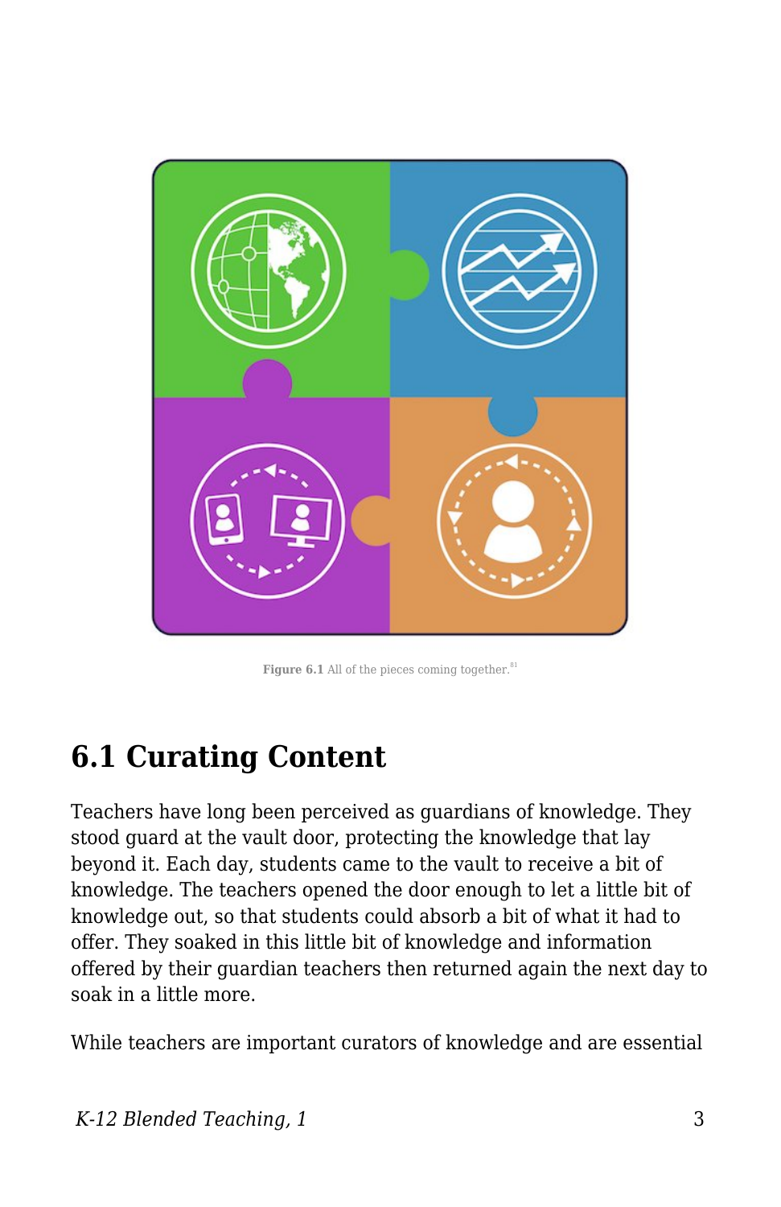**Figure 6.1** All of the pieces coming together.[81]

## 6.1 Curating Content

Teachers have long been perceived as guardians of knowledge. They stood guard at the vault door, protecting the knowledge that lay beyond it. Each day, students came to the vault to receive a bit of knowledge. The teachers opened the door enough to let a little bit of knowledge out, so that students could absorb a bit of what it had to offer. They soaked in this little bit of knowledge and information offered by their guardian teachers then returned again the next day to soak in a little more.

While teachers are important curators of knowledge and are essential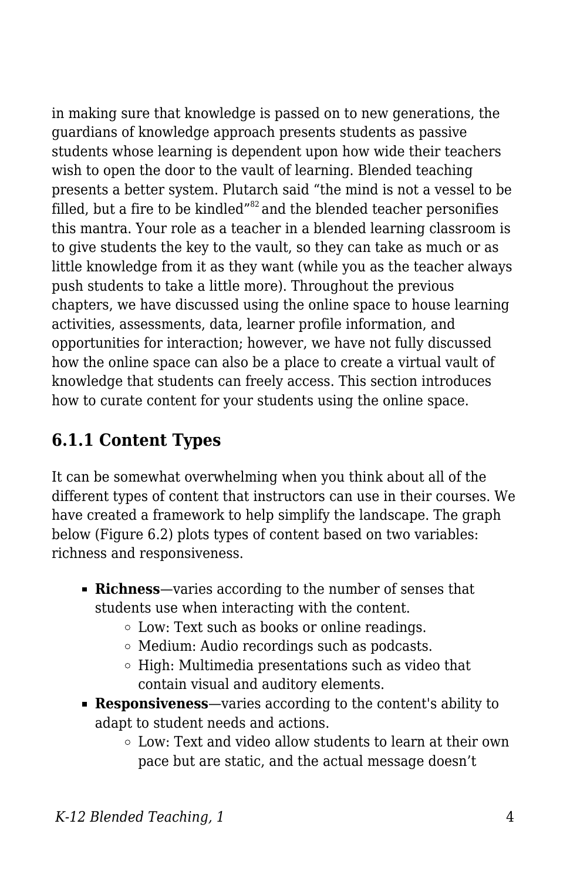in making sure that knowledge is passed on to new generations, the guardians of knowledge approach presents students as passive students whose learning is dependent upon how wide their teachers wish to open the door to the vault of learning. Blended teaching presents a better system. Plutarch said “the mind is not a vessel to be filled, but a fire to be kindled”[82] and the blended teacher personifies this mantra. Your role as a teacher in a blended learning classroom is to give students the key to the vault, so they can take as much or as little knowledge from it as they want (while you as the teacher always push students to take a little more). Throughout the previous chapters, we have discussed using the online space to house learning activities, assessments, data, learner profile information, and opportunities for interaction; however, we have not fully discussed how the online space can also be a place to create a virtual vault of knowledge that students can freely access. This section introduces how to curate content for your students using the online space.

### 6.1.1 Content Types

It can be somewhat overwhelming when you think about all of the different types of content that instructors can use in their courses. We have created a framework to help simplify the landscape. The graph below (Figure 6.2) plots types of content based on two variables: richness and responsiveness.

- **Richness**—varies according to the number of senses that students use when interacting with the content.
  - Low: Text such as books or online readings.
  - Medium: Audio recordings such as podcasts.
  - High: Multimedia presentations such as video that contain visual and auditory elements.
- **Responsiveness**—varies according to the content's ability to adapt to student needs and actions.
  - Low: Text and video allow students to learn at their own pace but are static, and the actual message doesn’t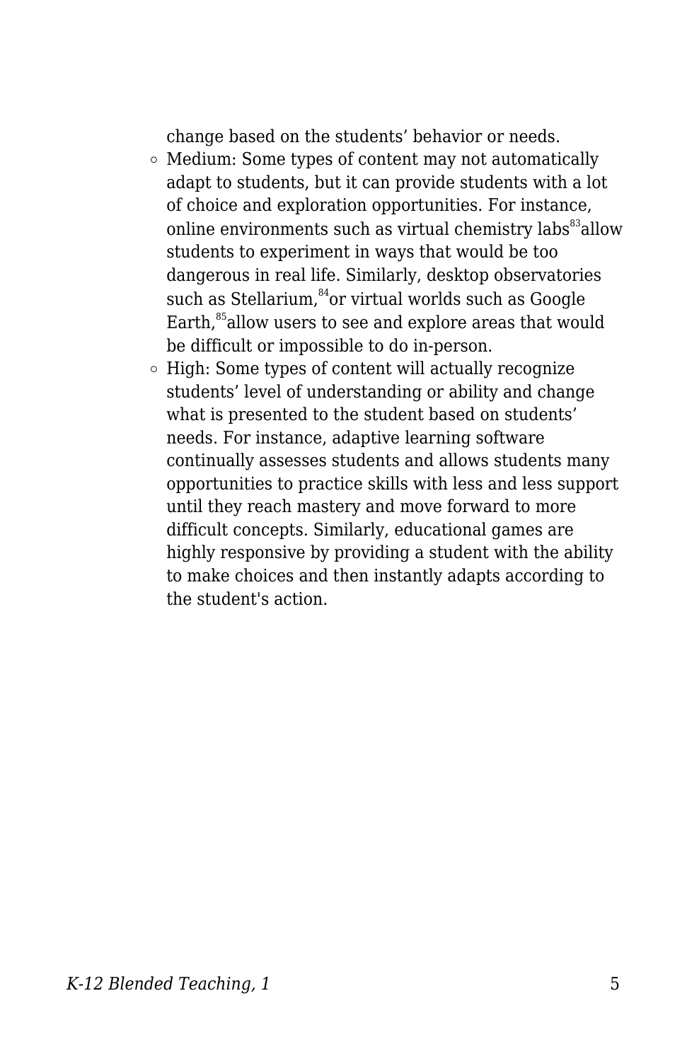change based on the students’ behavior or needs.

- Medium: Some types of content may not automatically adapt to students, but it can provide students with a lot of choice and exploration opportunities. For instance, online environments such as virtual chemistry labs[83] allow students to experiment in ways that would be too dangerous in real life. Similarly, desktop observatories such as Stellarium,[84] or virtual worlds such as Google Earth,[85] allow users to see and explore areas that would be difficult or impossible to do in-person.
- High: Some types of content will actually recognize students’ level of understanding or ability and change what is presented to the student based on students’ needs. For instance, adaptive learning software continually assesses students and allows students many opportunities to practice skills with less and less support until they reach mastery and move forward to more difficult concepts. Similarly, educational games are highly responsive by providing a student with the ability to make choices and then instantly adapts according to the student's action.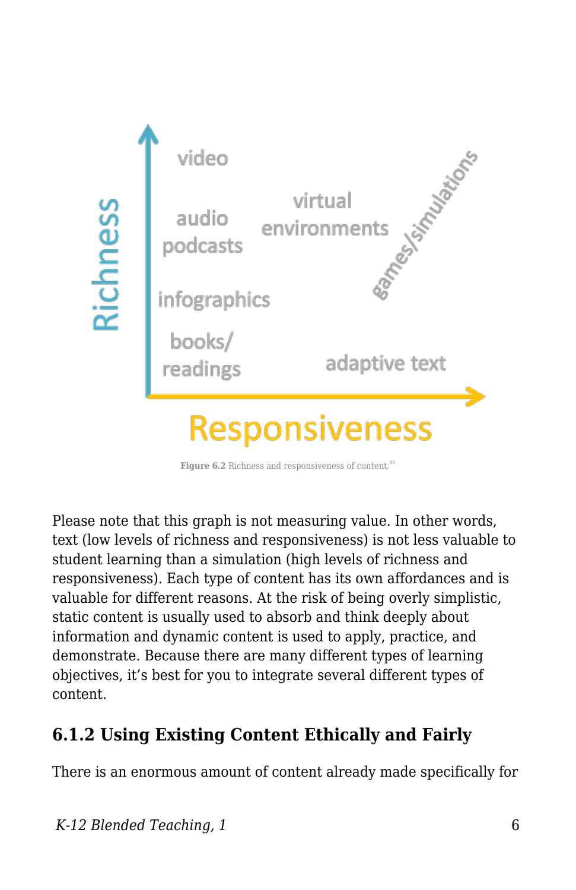Figure 6.2 Richness and responsiveness of content.[86]

Please note that this graph is not measuring value. In other words, text (low levels of richness and responsiveness) is not less valuable to student learning than a simulation (high levels of richness and responsiveness). Each type of content has its own affordances and is valuable for different reasons. At the risk of being overly simplistic, static content is usually used to absorb and think deeply about information and dynamic content is used to apply, practice, and demonstrate. Because there are many different types of learning objectives, it's best for you to integrate several different types of content.

### 6.1.2 Using Existing Content Ethically and Fairly

There is an enormous amount of content already made specifically for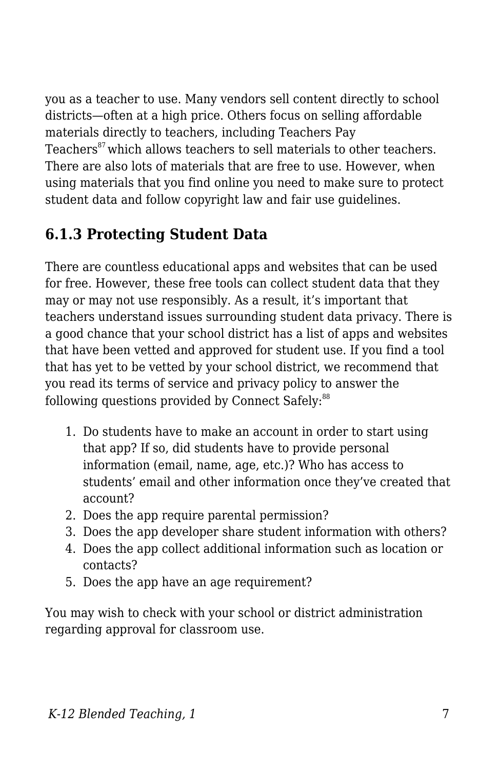you as a teacher to use. Many vendors sell content directly to school districts—often at a high price. Others focus on selling affordable materials directly to teachers, including Teachers Pay Teachers[87] which allows teachers to sell materials to other teachers. There are also lots of materials that are free to use. However, when using materials that you find online you need to make sure to protect student data and follow copyright law and fair use guidelines.

### 6.1.3 Protecting Student Data

There are countless educational apps and websites that can be used for free. However, these free tools can collect student data that they may or may not use responsibly. As a result, it's important that teachers understand issues surrounding student data privacy. There is a good chance that your school district has a list of apps and websites that have been vetted and approved for student use. If you find a tool that has yet to be vetted by your school district, we recommend that you read its terms of service and privacy policy to answer the following questions provided by Connect Safely:[88]

1. Do students have to make an account in order to start using that app? If so, did students have to provide personal information (email, name, age, etc.)? Who has access to students' email and other information once they've created that account?
2. Does the app require parental permission?
3. Does the app developer share student information with others?
4. Does the app collect additional information such as location or contacts?
5. Does the app have an age requirement?

You may wish to check with your school or district administration regarding approval for classroom use.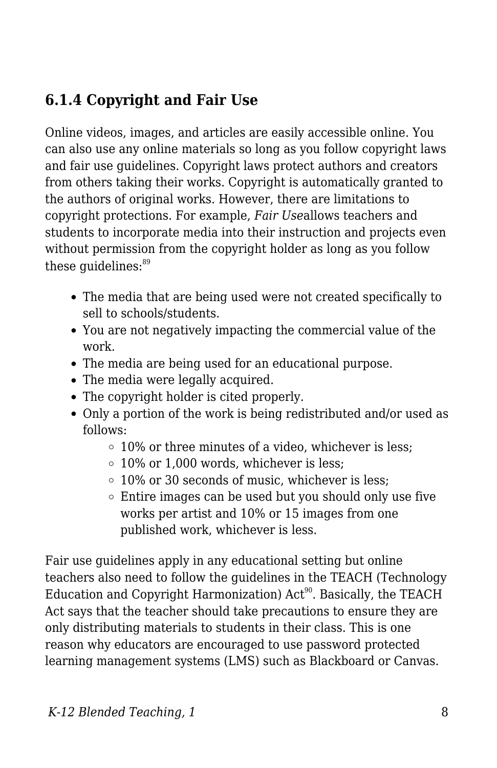### 6.1.4 Copyright and Fair Use

Online videos, images, and articles are easily accessible online. You can also use any online materials so long as you follow copyright laws and fair use guidelines. Copyright laws protect authors and creators from others taking their works. Copyright is automatically granted to the authors of original works. However, there are limitations to copyright protections. For example, *Fair Use*allows teachers and students to incorporate media into their instruction and projects even without permission from the copyright holder as long as you follow these guidelines:[89]

- The media that are being used were not created specifically to sell to schools/students.
- You are not negatively impacting the commercial value of the work.
- The media are being used for an educational purpose.
- The media were legally acquired.
- The copyright holder is cited properly.
- Only a portion of the work is being redistributed and/or used as follows:
  - 10% or three minutes of a video, whichever is less;
  - 10% or 1,000 words, whichever is less;
  - 10% or 30 seconds of music, whichever is less;
  - Entire images can be used but you should only use five works per artist and 10% or 15 images from one published work, whichever is less.

Fair use guidelines apply in any educational setting but online teachers also need to follow the guidelines in the TEACH (Technology Education and Copyright Harmonization) Act[90]. Basically, the TEACH Act says that the teacher should take precautions to ensure they are only distributing materials to students in their class. This is one reason why educators are encouraged to use password protected learning management systems (LMS) such as Blackboard or Canvas.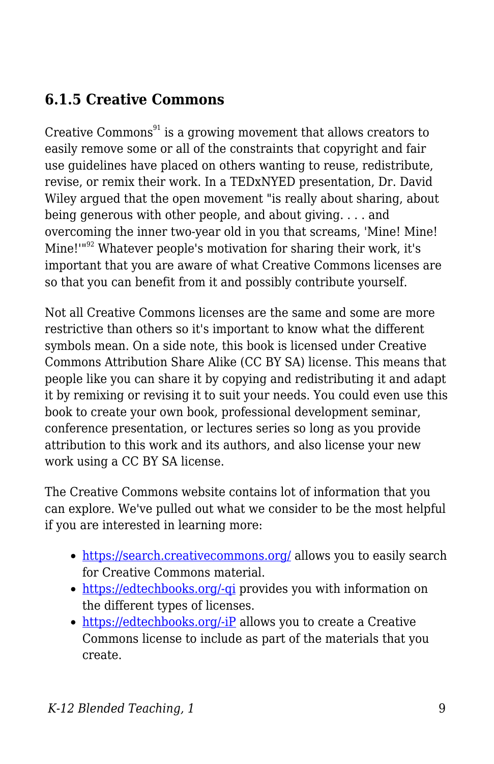### 6.1.5 Creative Commons

Creative Commons[91] is a growing movement that allows creators to easily remove some or all of the constraints that copyright and fair use guidelines have placed on others wanting to reuse, redistribute, revise, or remix their work. In a TEDxNYED presentation, Dr. David Wiley argued that the open movement "is really about sharing, about being generous with other people, and about giving. . . . and overcoming the inner two-year old in you that screams, 'Mine! Mine! Mine!'"[92] Whatever people's motivation for sharing their work, it's important that you are aware of what Creative Commons licenses are so that you can benefit from it and possibly contribute yourself.

Not all Creative Commons licenses are the same and some are more restrictive than others so it's important to know what the different symbols mean. On a side note, this book is licensed under Creative Commons Attribution Share Alike (CC BY SA) license. This means that people like you can share it by copying and redistributing it and adapt it by remixing or revising it to suit your needs. You could even use this book to create your own book, professional development seminar, conference presentation, or lectures series so long as you provide attribution to this work and its authors, and also license your new work using a CC BY SA license.

The Creative Commons website contains lot of information that you can explore. We've pulled out what we consider to be the most helpful if you are interested in learning more:

- https://search.creativecommons.org/ allows you to easily search for Creative Commons material.
- https://edtechbooks.org/-qi provides you with information on the different types of licenses.
- https://edtechbooks.org/-iP allows you to create a Creative Commons license to include as part of the materials that you create.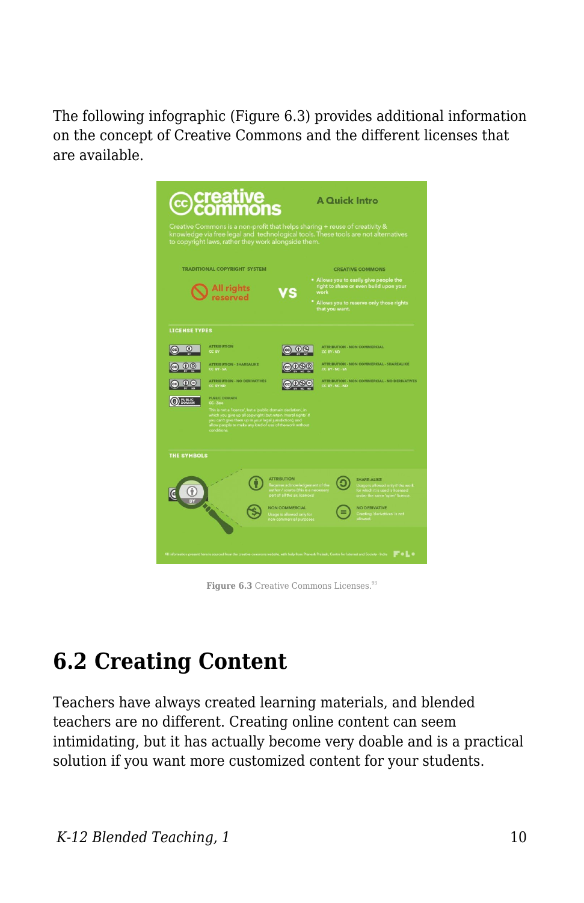The following infographic (Figure 6.3) provides additional information on the concept of Creative Commons and the different licenses that are available.

**Figure 6.3** Creative Commons Licenses.[93]

## 6.2 Creating Content

Teachers have always created learning materials, and blended teachers are no different. Creating online content can seem intimidating, but it has actually become very doable and is a practical solution if you want more customized content for your students.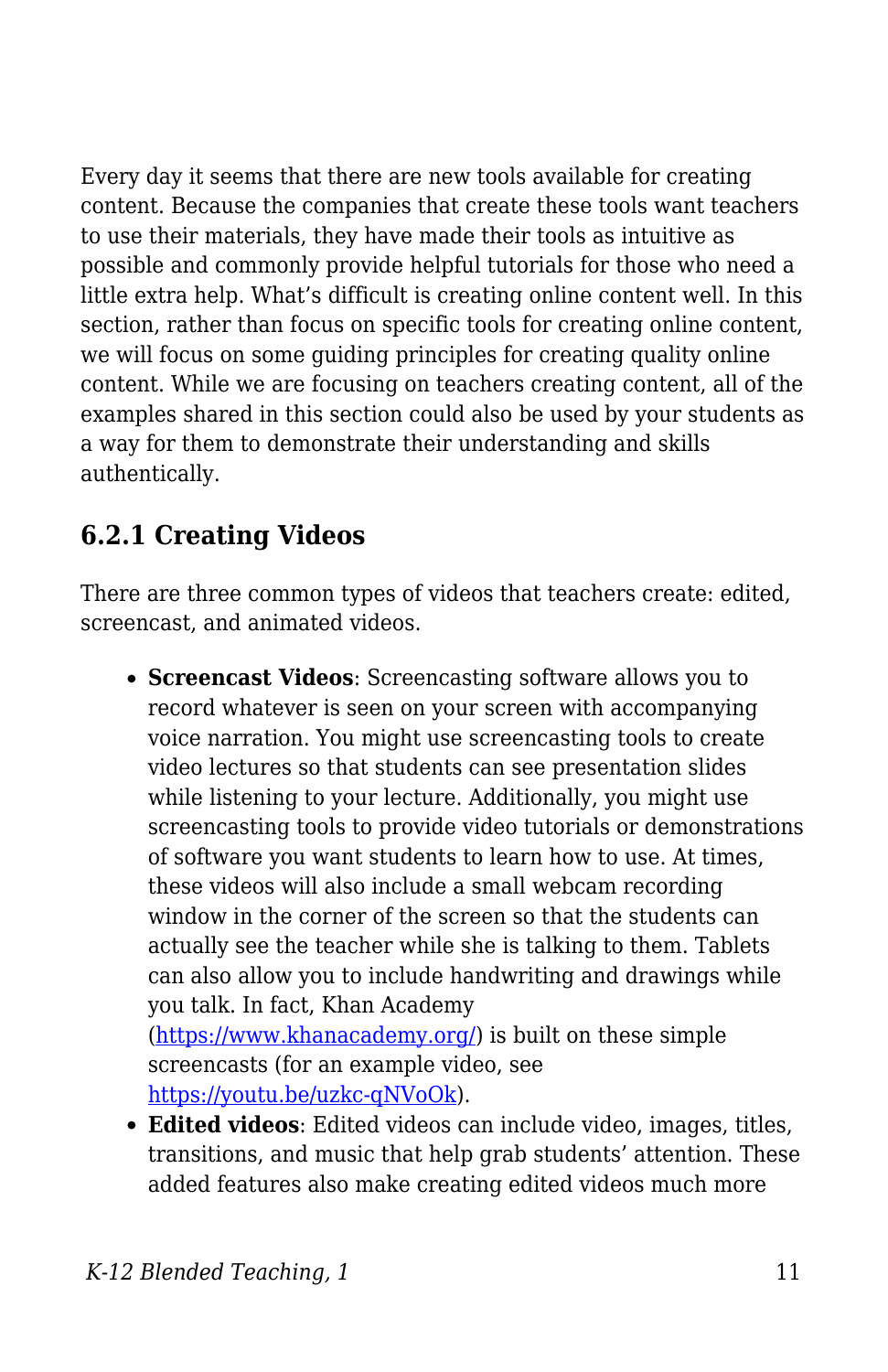Every day it seems that there are new tools available for creating content. Because the companies that create these tools want teachers to use their materials, they have made their tools as intuitive as possible and commonly provide helpful tutorials for those who need a little extra help. What's difficult is creating online content well. In this section, rather than focus on specific tools for creating online content, we will focus on some guiding principles for creating quality online content. While we are focusing on teachers creating content, all of the examples shared in this section could also be used by your students as a way for them to demonstrate their understanding and skills authentically.

### 6.2.1 Creating Videos

There are three common types of videos that teachers create: edited, screencast, and animated videos.

- **Screencast Videos**: Screencasting software allows you to record whatever is seen on your screen with accompanying voice narration. You might use screencasting tools to create video lectures so that students can see presentation slides while listening to your lecture. Additionally, you might use screencasting tools to provide video tutorials or demonstrations of software you want students to learn how to use. At times, these videos will also include a small webcam recording window in the corner of the screen so that the students can actually see the teacher while she is talking to them. Tablets can also allow you to include handwriting and drawings while you talk. In fact, Khan Academy ([https://www.khanacademy.org/](https://www.khanacademy.org/)) is built on these simple screencasts (for an example video, see [https://youtu.be/uzkc-qNVoOk](https://youtu.be/uzkc-qNVoOk)).
- **Edited videos**: Edited videos can include video, images, titles, transitions, and music that help grab students' attention. These added features also make creating edited videos much more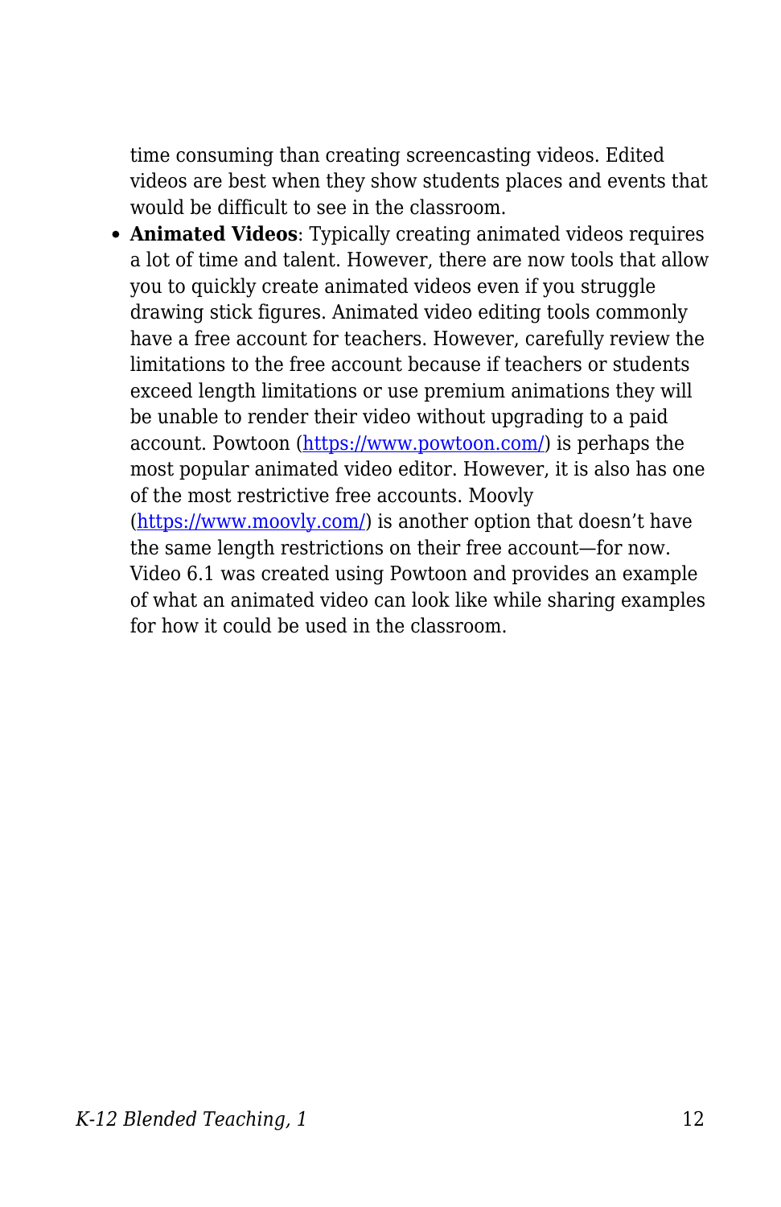time consuming than creating screencasting videos. Edited videos are best when they show students places and events that would be difficult to see in the classroom.

- **Animated Videos**: Typically creating animated videos requires a lot of time and talent. However, there are now tools that allow you to quickly create animated videos even if you struggle drawing stick figures. Animated video editing tools commonly have a free account for teachers. However, carefully review the limitations to the free account because if teachers or students exceed length limitations or use premium animations they will be unable to render their video without upgrading to a paid account. Powtoon ([https://www.powtoon.com/](https://www.powtoon.com/)) is perhaps the most popular animated video editor. However, it is also has one of the most restrictive free accounts. Moovly ([https://www.moovly.com/](https://www.moovly.com/)) is another option that doesn't have the same length restrictions on their free account—for now. Video 6.1 was created using Powtoon and provides an example of what an animated video can look like while sharing examples for how it could be used in the classroom.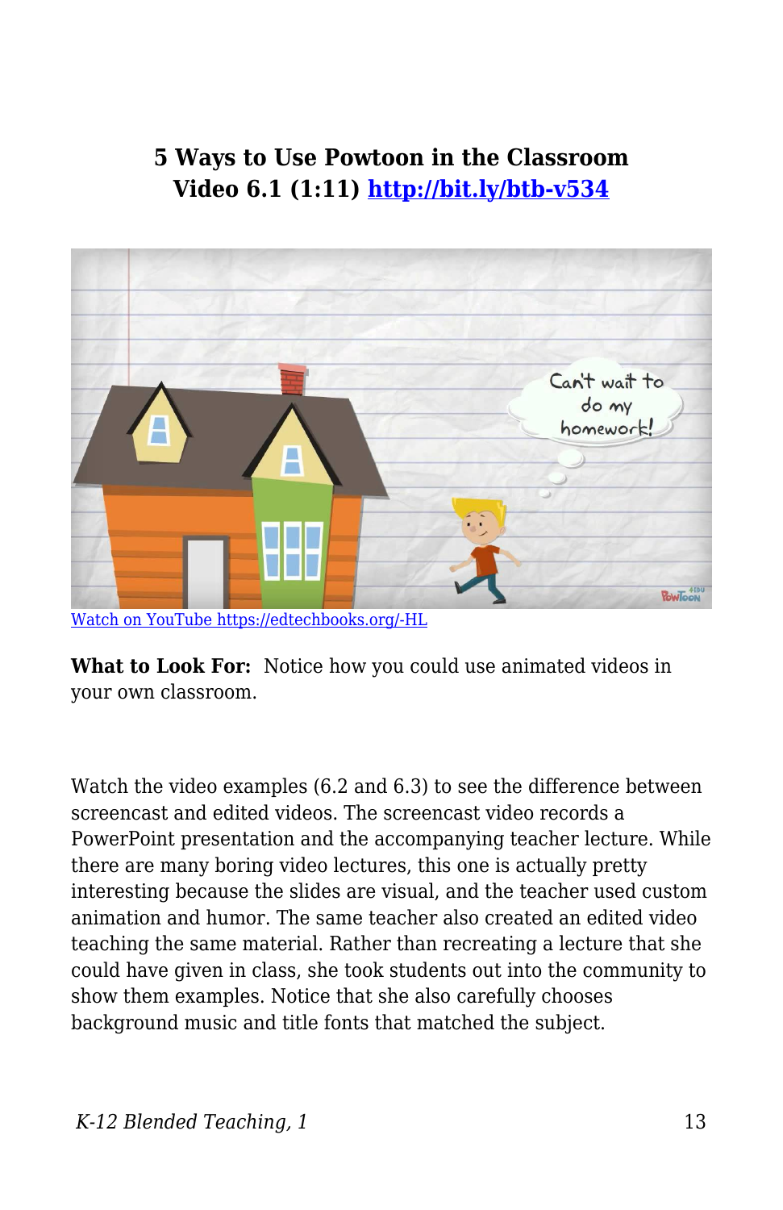**5 Ways to Use Powtoon in the Classroom**
**Video 6.1 (1:11) [http://bit.ly/btb-v534](http://bit.ly/btb-v534)**

[Watch on YouTube https://edtechbooks.org/-HL](https://edtechbooks.org/-HL)

**What to Look For:** Notice how you could use animated videos in your own classroom.

Watch the video examples (6.2 and 6.3) to see the difference between screencast and edited videos. The screencast video records a PowerPoint presentation and the accompanying teacher lecture. While there are many boring video lectures, this one is actually pretty interesting because the slides are visual, and the teacher used custom animation and humor. The same teacher also created an edited video teaching the same material. Rather than recreating a lecture that she could have given in class, she took students out into the community to show them examples. Notice that she also carefully chooses background music and title fonts that matched the subject.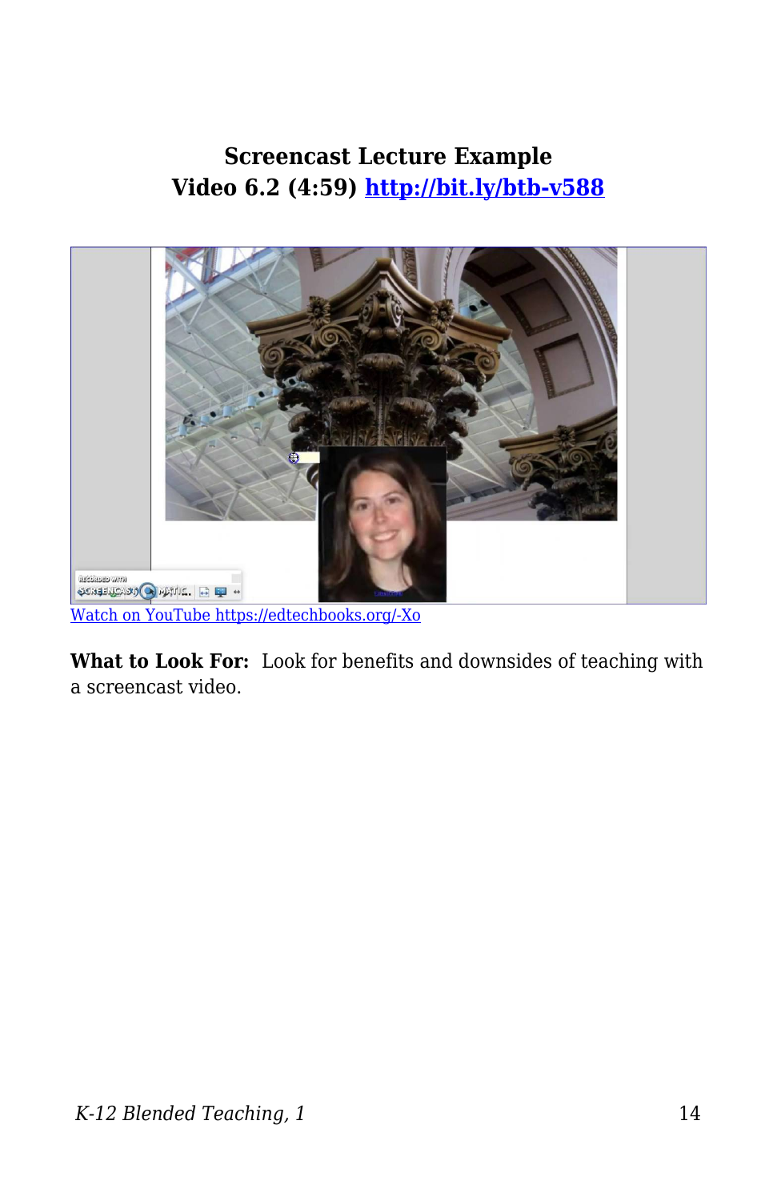**Screencast Lecture Example**
**Video 6.2 (4:59) [http://bit.ly/btb-v588](http://bit.ly/btb-v588)**

[Watch on YouTube https://edtechbooks.org/-Xo](https://edtechbooks.org/-Xo)

**What to Look For:** Look for benefits and downsides of teaching with a screencast video.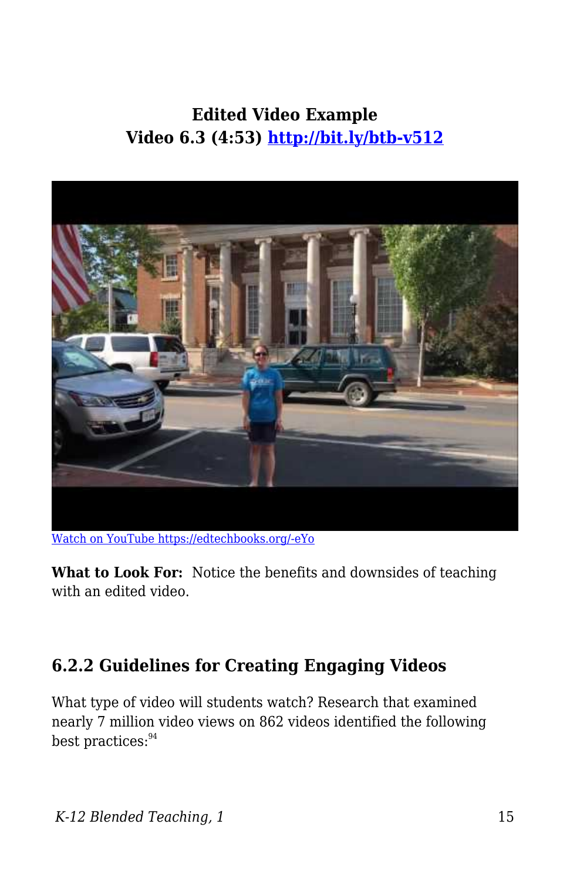**Edited Video Example**
**Video 6.3 (4:53) [http://bit.ly/btb-v512](http://bit.ly/btb-v512)**

[Watch on YouTube https://edtechbooks.org/-eYo](https://edtechbooks.org/-eYo)

**What to Look For:** Notice the benefits and downsides of teaching with an edited video.

## 6.2.2 Guidelines for Creating Engaging Videos

What type of video will students watch? Research that examined nearly 7 million video views on 862 videos identified the following best practices:[94]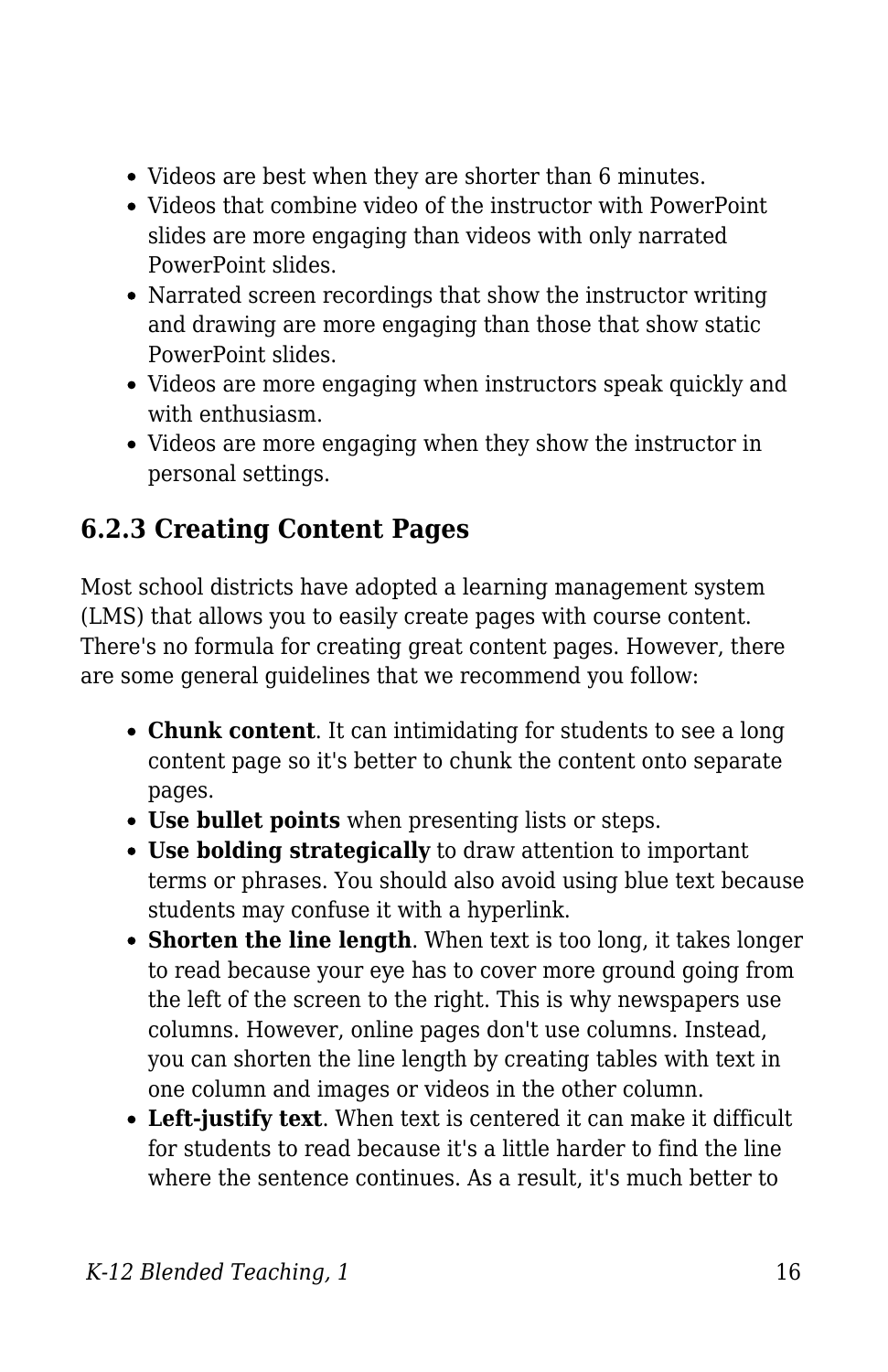- Videos are best when they are shorter than 6 minutes.
- Videos that combine video of the instructor with PowerPoint slides are more engaging than videos with only narrated PowerPoint slides.
- Narrated screen recordings that show the instructor writing and drawing are more engaging than those that show static PowerPoint slides.
- Videos are more engaging when instructors speak quickly and with enthusiasm.
- Videos are more engaging when they show the instructor in personal settings.

### 6.2.3 Creating Content Pages

Most school districts have adopted a learning management system (LMS) that allows you to easily create pages with course content. There's no formula for creating great content pages. However, there are some general guidelines that we recommend you follow:

- **Chunk content**. It can intimidating for students to see a long content page so it's better to chunk the content onto separate pages.
- **Use bullet points** when presenting lists or steps.
- **Use bolding strategically** to draw attention to important terms or phrases. You should also avoid using blue text because students may confuse it with a hyperlink.
- **Shorten the line length**. When text is too long, it takes longer to read because your eye has to cover more ground going from the left of the screen to the right. This is why newspapers use columns. However, online pages don't use columns. Instead, you can shorten the line length by creating tables with text in one column and images or videos in the other column.
- **Left-justify text**. When text is centered it can make it difficult for students to read because it's a little harder to find the line where the sentence continues. As a result, it's much better to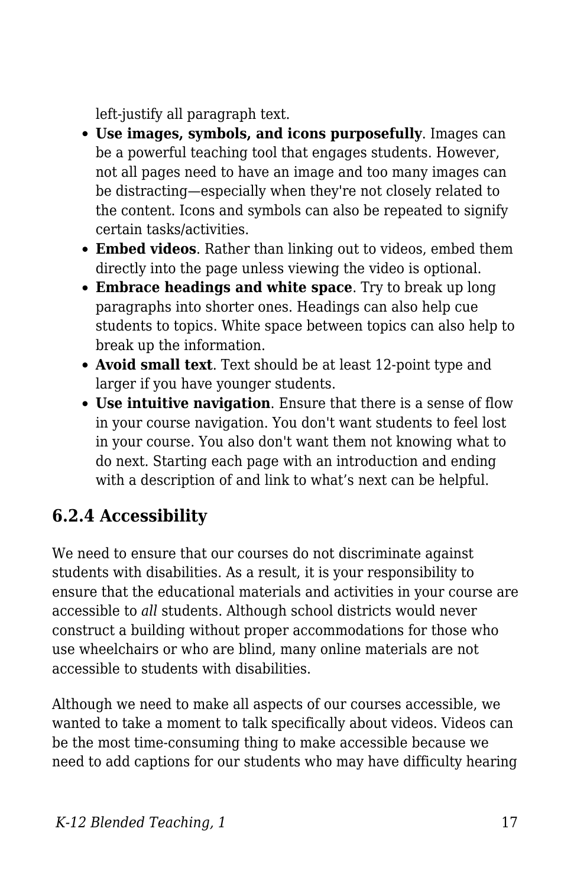left-justify all paragraph text.

- **Use images, symbols, and icons purposefully**. Images can be a powerful teaching tool that engages students. However, not all pages need to have an image and too many images can be distracting—especially when they're not closely related to the content. Icons and symbols can also be repeated to signify certain tasks/activities.
- **Embed videos**. Rather than linking out to videos, embed them directly into the page unless viewing the video is optional.
- **Embrace headings and white space**. Try to break up long paragraphs into shorter ones. Headings can also help cue students to topics. White space between topics can also help to break up the information.
- **Avoid small text**. Text should be at least 12-point type and larger if you have younger students.
- **Use intuitive navigation**. Ensure that there is a sense of flow in your course navigation. You don't want students to feel lost in your course. You also don't want them not knowing what to do next. Starting each page with an introduction and ending with a description of and link to what's next can be helpful.

### 6.2.4 Accessibility

We need to ensure that our courses do not discriminate against students with disabilities. As a result, it is your responsibility to ensure that the educational materials and activities in your course are accessible to *all* students. Although school districts would never construct a building without proper accommodations for those who use wheelchairs or who are blind, many online materials are not accessible to students with disabilities.

Although we need to make all aspects of our courses accessible, we wanted to take a moment to talk specifically about videos. Videos can be the most time-consuming thing to make accessible because we need to add captions for our students who may have difficulty hearing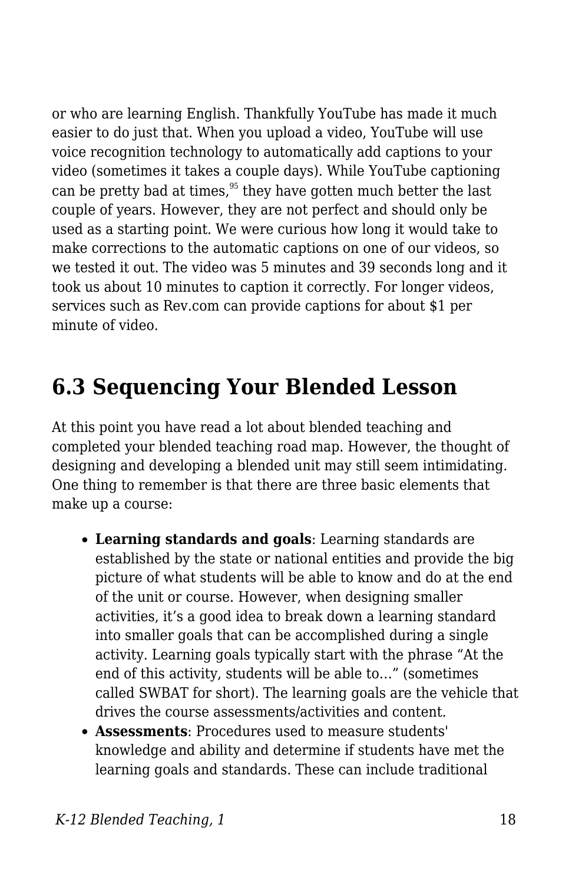or who are learning English. Thankfully YouTube has made it much easier to do just that. When you upload a video, YouTube will use voice recognition technology to automatically add captions to your video (sometimes it takes a couple days). While YouTube captioning can be pretty bad at times,[95] they have gotten much better the last couple of years. However, they are not perfect and should only be used as a starting point. We were curious how long it would take to make corrections to the automatic captions on one of our videos, so we tested it out. The video was 5 minutes and 39 seconds long and it took us about 10 minutes to caption it correctly. For longer videos, services such as Rev.com can provide captions for about $1 per minute of video.

## 6.3 Sequencing Your Blended Lesson

At this point you have read a lot about blended teaching and completed your blended teaching road map. However, the thought of designing and developing a blended unit may still seem intimidating. One thing to remember is that there are three basic elements that make up a course:

- **Learning standards and goals**: Learning standards are established by the state or national entities and provide the big picture of what students will be able to know and do at the end of the unit or course. However, when designing smaller activities, it's a good idea to break down a learning standard into smaller goals that can be accomplished during a single activity. Learning goals typically start with the phrase "At the end of this activity, students will be able to…" (sometimes called SWBAT for short). The learning goals are the vehicle that drives the course assessments/activities and content.
- **Assessments**: Procedures used to measure students' knowledge and ability and determine if students have met the learning goals and standards. These can include traditional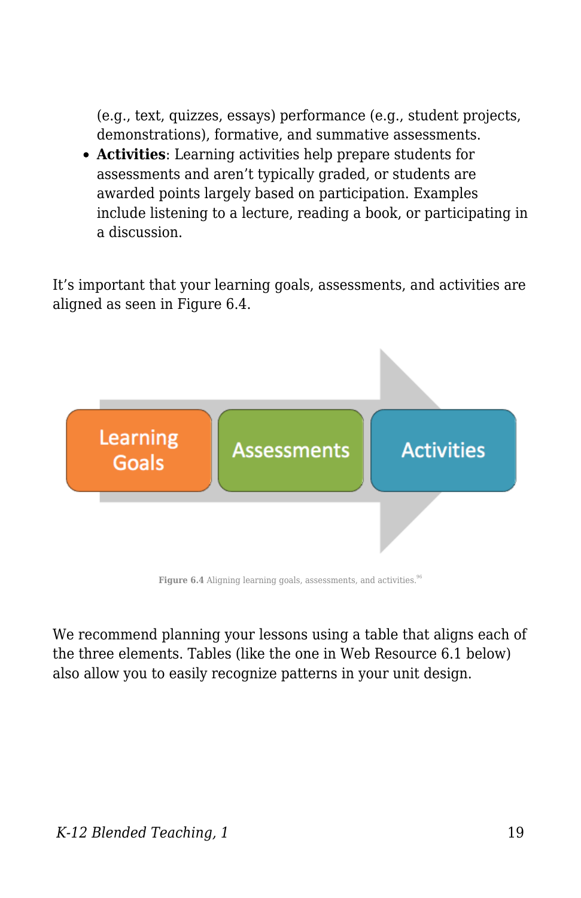(e.g., text, quizzes, essays) performance (e.g., student projects, demonstrations), formative, and summative assessments.

- **Activities**: Learning activities help prepare students for assessments and aren't typically graded, or students are awarded points largely based on participation. Examples include listening to a lecture, reading a book, or participating in a discussion.

It's important that your learning goals, assessments, and activities are aligned as seen in Figure 6.4.

Learning Goals → Assessments → Activities

**Figure 6.4** Aligning learning goals, assessments, and activities.[96]

We recommend planning your lessons using a table that aligns each of the three elements. Tables (like the one in Web Resource 6.1 below) also allow you to easily recognize patterns in your unit design.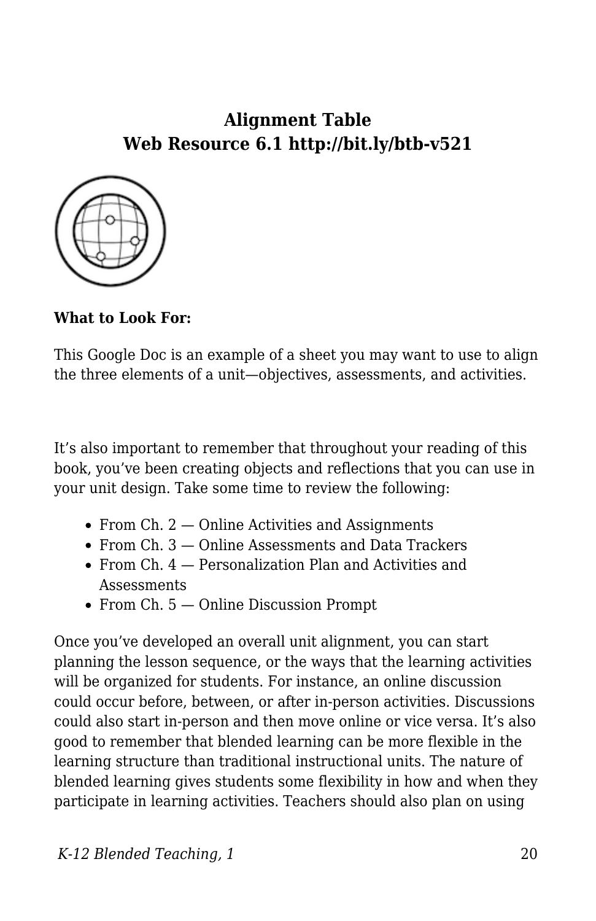**Alignment Table**
**Web Resource 6.1 http://bit.ly/btb-v521**

**What to Look For:**

This Google Doc is an example of a sheet you may want to use to align the three elements of a unit—objectives, assessments, and activities.

It's also important to remember that throughout your reading of this book, you've been creating objects and reflections that you can use in your unit design. Take some time to review the following:

- From Ch. 2 — Online Activities and Assignments
- From Ch. 3 — Online Assessments and Data Trackers
- From Ch. 4 — Personalization Plan and Activities and Assessments
- From Ch. 5 — Online Discussion Prompt

Once you've developed an overall unit alignment, you can start planning the lesson sequence, or the ways that the learning activities will be organized for students. For instance, an online discussion could occur before, between, or after in-person activities. Discussions could also start in-person and then move online or vice versa. It's also good to remember that blended learning can be more flexible in the learning structure than traditional instructional units. The nature of blended learning gives students some flexibility in how and when they participate in learning activities. Teachers should also plan on using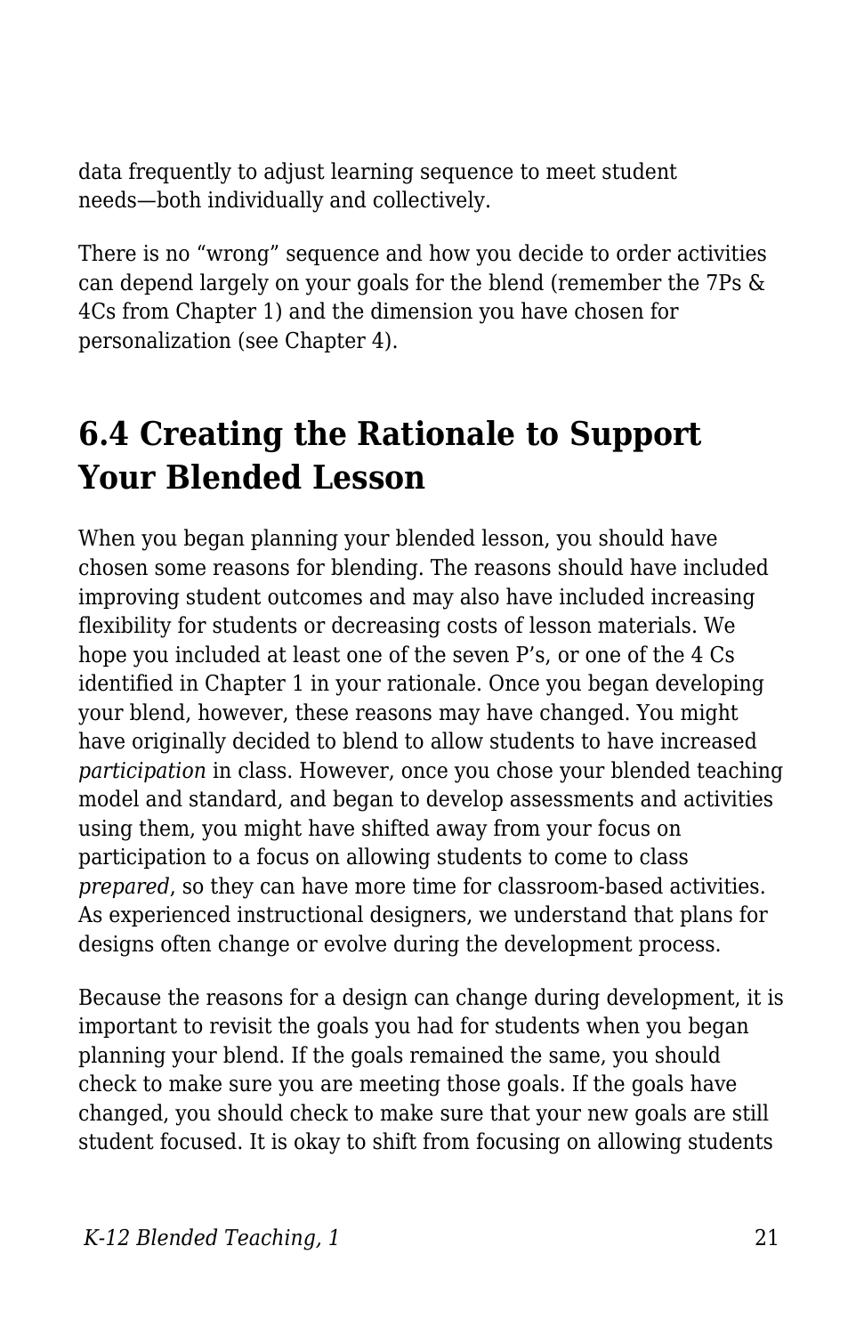data frequently to adjust learning sequence to meet student needs—both individually and collectively.

There is no “wrong” sequence and how you decide to order activities can depend largely on your goals for the blend (remember the 7Ps & 4Cs from Chapter 1) and the dimension you have chosen for personalization (see Chapter 4).

## 6.4 Creating the Rationale to Support Your Blended Lesson

When you began planning your blended lesson, you should have chosen some reasons for blending. The reasons should have included improving student outcomes and may also have included increasing flexibility for students or decreasing costs of lesson materials. We hope you included at least one of the seven P’s, or one of the 4 Cs identified in Chapter 1 in your rationale. Once you began developing your blend, however, these reasons may have changed. You might have originally decided to blend to allow students to have increased *participation* in class. However, once you chose your blended teaching model and standard, and began to develop assessments and activities using them, you might have shifted away from your focus on participation to a focus on allowing students to come to class *prepared*, so they can have more time for classroom-based activities. As experienced instructional designers, we understand that plans for designs often change or evolve during the development process.

Because the reasons for a design can change during development, it is important to revisit the goals you had for students when you began planning your blend. If the goals remained the same, you should check to make sure you are meeting those goals. If the goals have changed, you should check to make sure that your new goals are still student focused. It is okay to shift from focusing on allowing students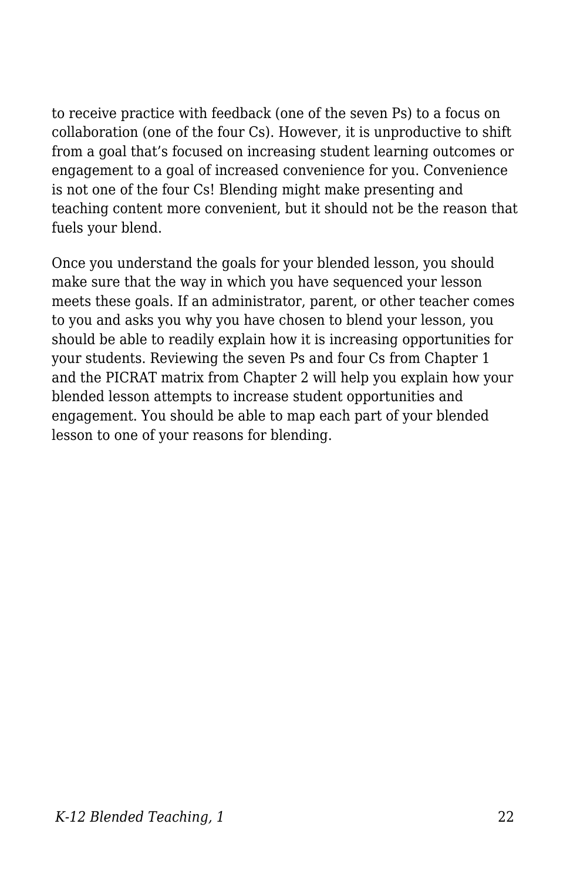to receive practice with feedback (one of the seven Ps) to a focus on collaboration (one of the four Cs). However, it is unproductive to shift from a goal that's focused on increasing student learning outcomes or engagement to a goal of increased convenience for you. Convenience is not one of the four Cs! Blending might make presenting and teaching content more convenient, but it should not be the reason that fuels your blend.

Once you understand the goals for your blended lesson, you should make sure that the way in which you have sequenced your lesson meets these goals. If an administrator, parent, or other teacher comes to you and asks you why you have chosen to blend your lesson, you should be able to readily explain how it is increasing opportunities for your students. Reviewing the seven Ps and four Cs from Chapter 1 and the PICRAT matrix from Chapter 2 will help you explain how your blended lesson attempts to increase student opportunities and engagement. You should be able to map each part of your blended lesson to one of your reasons for blending.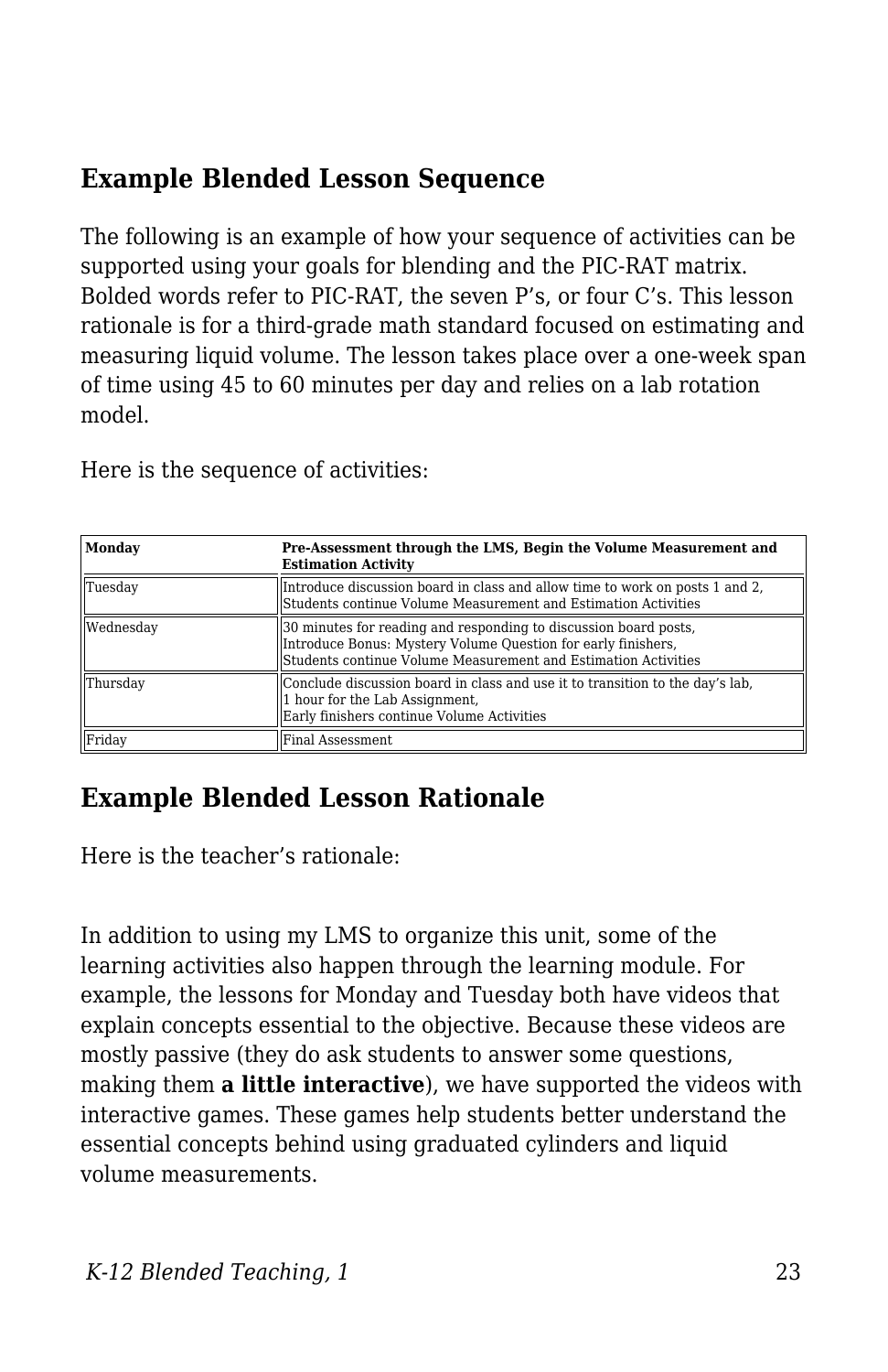## Example Blended Lesson Sequence

The following is an example of how your sequence of activities can be supported using your goals for blending and the PIC-RAT matrix. Bolded words refer to PIC-RAT, the seven P's, or four C's. This lesson rationale is for a third-grade math standard focused on estimating and measuring liquid volume. The lesson takes place over a one-week span of time using 45 to 60 minutes per day and relies on a lab rotation model.

Here is the sequence of activities:

| **Monday** | **Pre-Assessment through the LMS, Begin the Volume Measurement and Estimation Activity** |
|---|---|
| Tuesday | Introduce discussion board in class and allow time to work on posts 1 and 2, Students continue Volume Measurement and Estimation Activities |
| Wednesday | 30 minutes for reading and responding to discussion board posts, Introduce Bonus: Mystery Volume Question for early finishers, Students continue Volume Measurement and Estimation Activities |
| Thursday | Conclude discussion board in class and use it to transition to the day's lab, 1 hour for the Lab Assignment, Early finishers continue Volume Activities |
| Friday | Final Assessment |

## Example Blended Lesson Rationale

Here is the teacher's rationale:

In addition to using my LMS to organize this unit, some of the learning activities also happen through the learning module. For example, the lessons for Monday and Tuesday both have videos that explain concepts essential to the objective. Because these videos are mostly passive (they do ask students to answer some questions, making them **a little interactive**), we have supported the videos with interactive games. These games help students better understand the essential concepts behind using graduated cylinders and liquid volume measurements.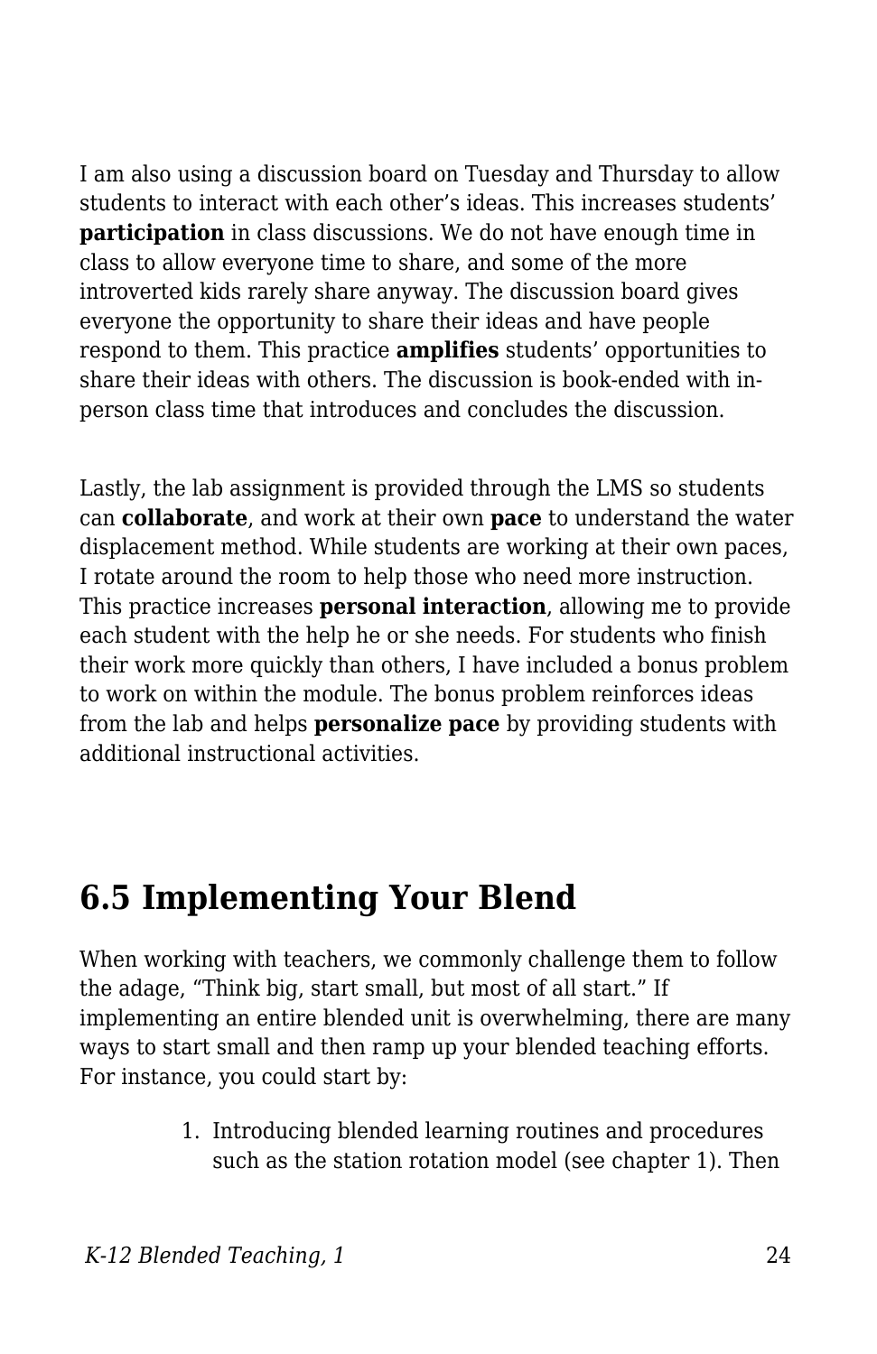I am also using a discussion board on Tuesday and Thursday to allow students to interact with each other's ideas. This increases students' **participation** in class discussions. We do not have enough time in class to allow everyone time to share, and some of the more introverted kids rarely share anyway. The discussion board gives everyone the opportunity to share their ideas and have people respond to them. This practice **amplifies** students' opportunities to share their ideas with others. The discussion is book-ended with in-person class time that introduces and concludes the discussion.

Lastly, the lab assignment is provided through the LMS so students can **collaborate**, and work at their own **pace** to understand the water displacement method. While students are working at their own paces, I rotate around the room to help those who need more instruction. This practice increases **personal interaction**, allowing me to provide each student with the help he or she needs. For students who finish their work more quickly than others, I have included a bonus problem to work on within the module. The bonus problem reinforces ideas from the lab and helps **personalize pace** by providing students with additional instructional activities.

## 6.5 Implementing Your Blend

When working with teachers, we commonly challenge them to follow the adage, "Think big, start small, but most of all start." If implementing an entire blended unit is overwhelming, there are many ways to start small and then ramp up your blended teaching efforts. For instance, you could start by:

1. Introducing blended learning routines and procedures such as the station rotation model (see chapter 1). Then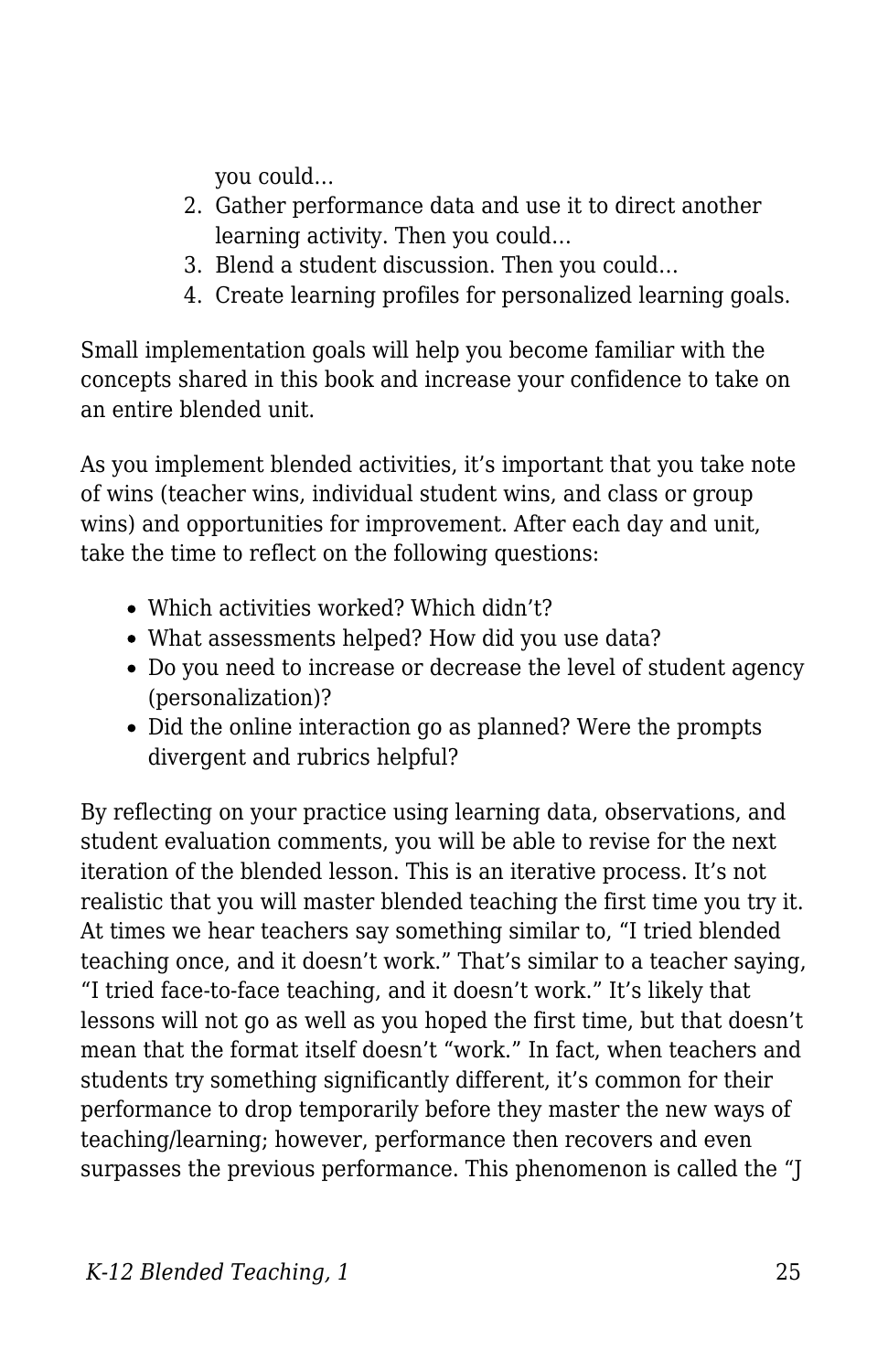you could…

2. Gather performance data and use it to direct another learning activity. Then you could…
3. Blend a student discussion. Then you could…
4. Create learning profiles for personalized learning goals.

Small implementation goals will help you become familiar with the concepts shared in this book and increase your confidence to take on an entire blended unit.

As you implement blended activities, it's important that you take note of wins (teacher wins, individual student wins, and class or group wins) and opportunities for improvement. After each day and unit, take the time to reflect on the following questions:

- Which activities worked? Which didn't?
- What assessments helped? How did you use data?
- Do you need to increase or decrease the level of student agency (personalization)?
- Did the online interaction go as planned? Were the prompts divergent and rubrics helpful?

By reflecting on your practice using learning data, observations, and student evaluation comments, you will be able to revise for the next iteration of the blended lesson. This is an iterative process. It's not realistic that you will master blended teaching the first time you try it. At times we hear teachers say something similar to, "I tried blended teaching once, and it doesn't work." That's similar to a teacher saying, "I tried face-to-face teaching, and it doesn't work." It's likely that lessons will not go as well as you hoped the first time, but that doesn't mean that the format itself doesn't "work." In fact, when teachers and students try something significantly different, it's common for their performance to drop temporarily before they master the new ways of teaching/learning; however, performance then recovers and even surpasses the previous performance. This phenomenon is called the "J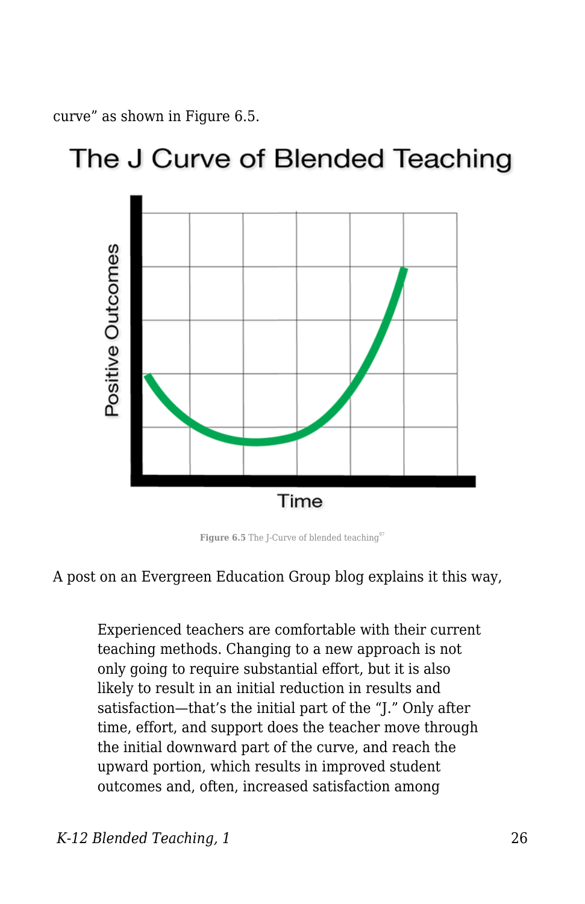curve” as shown in Figure 6.5.

Figure 6.5 The J-Curve of blended teaching[97]

A post on an Evergreen Education Group blog explains it this way,

> Experienced teachers are comfortable with their current teaching methods. Changing to a new approach is not only going to require substantial effort, but it is also likely to result in an initial reduction in results and satisfaction—that’s the initial part of the “J.” Only after time, effort, and support does the teacher move through the initial downward part of the curve, and reach the upward portion, which results in improved student outcomes and, often, increased satisfaction among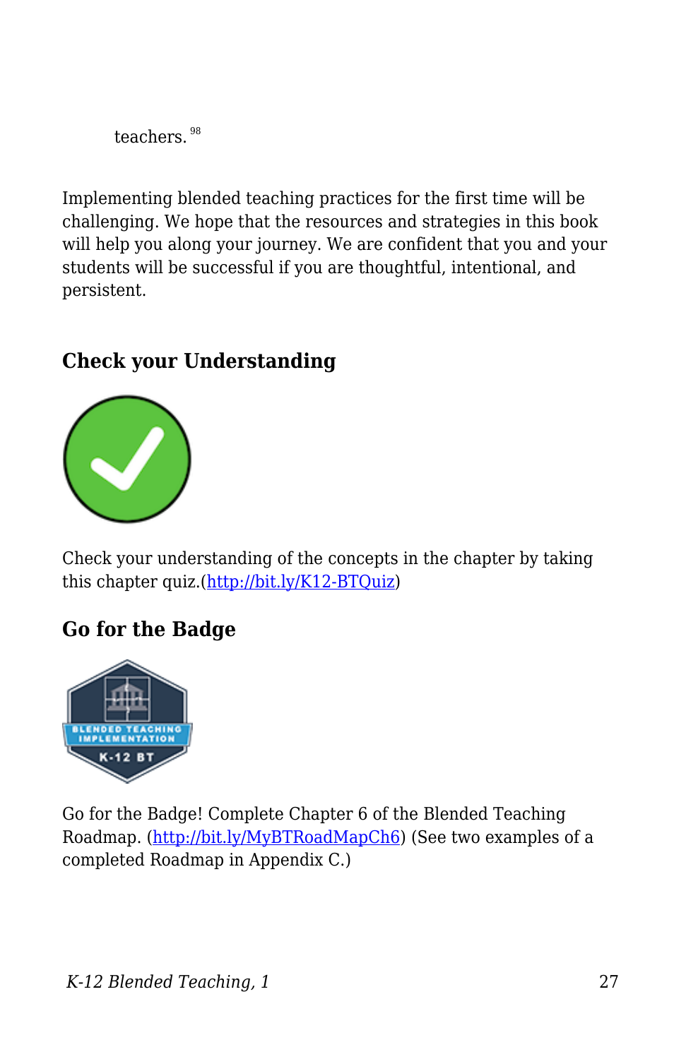teachers.[98]

Implementing blended teaching practices for the first time will be challenging. We hope that the resources and strategies in this book will help you along your journey. We are confident that you and your students will be successful if you are thoughtful, intentional, and persistent.

### Check your Understanding

Check your understanding of the concepts in the chapter by taking this chapter quiz.(http://bit.ly/K12-BTQuiz)

### Go for the Badge

Go for the Badge! Complete Chapter 6 of the Blended Teaching Roadmap. (http://bit.ly/MyBTRoadMapCh6) (See two examples of a completed Roadmap in Appendix C.)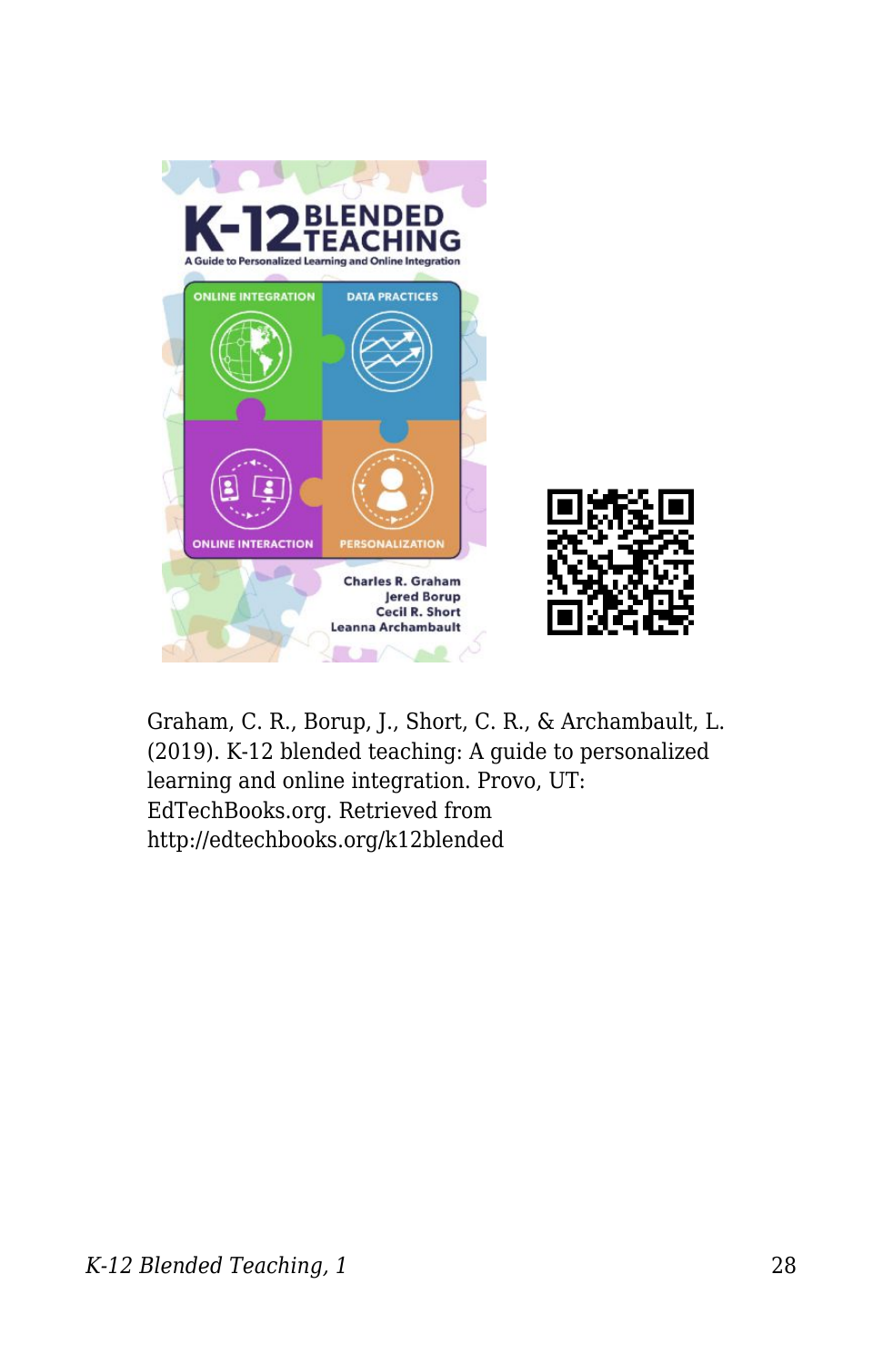Graham, C. R., Borup, J., Short, C. R., & Archambault, L. (2019). K-12 blended teaching: A guide to personalized learning and online integration. Provo, UT: EdTechBooks.org. Retrieved from http://edtechbooks.org/k12blended